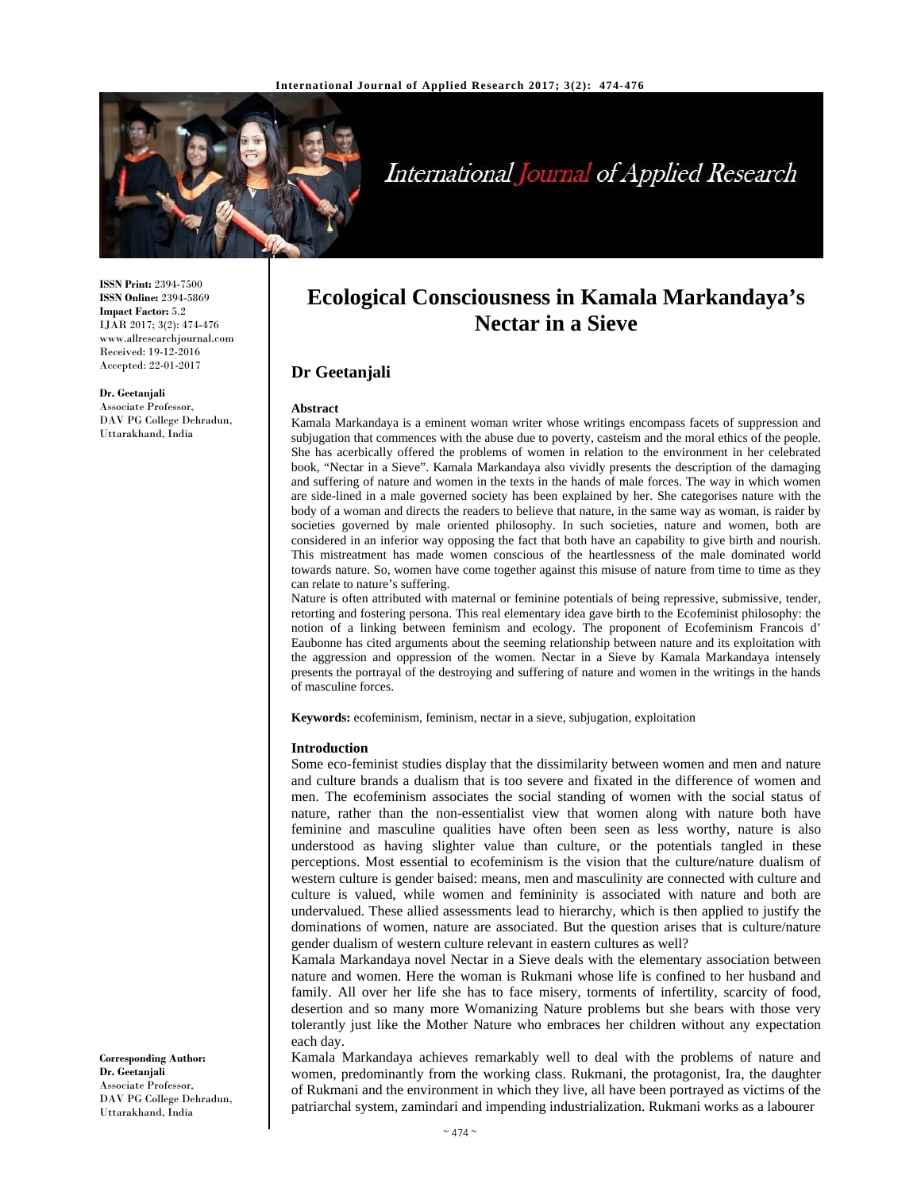# Ecological Consciousness in Kamala Markandaya's Nectar in a Sieve

## Dr Geetanjali

**ISSN Print:** 2394-7500
**ISSN Online:** 2394-5869
**Impact Factor:** 5.2
IJAR 2017; 3(2): 474-476
www.allresearchjournal.com
Received: 19-12-2016
Accepted: 22-01-2017

**Dr. Geetanjali**
Associate Professor,
DAV PG College Dehradun,
Uttarakhand, India

**Corresponding Author:**
**Dr. Geetanjali**
Associate Professor,
DAV PG College Dehradun,
Uttarakhand, India

### Abstract

Kamala Markandaya is a eminent woman writer whose writings encompass facets of suppression and subjugation that commences with the abuse due to poverty, casteism and the moral ethics of the people. She has acerbically offered the problems of women in relation to the environment in her celebrated book, "Nectar in a Sieve". Kamala Markandaya also vividly presents the description of the damaging and suffering of nature and women in the texts in the hands of male forces. The way in which women are side-lined in a male governed society has been explained by her. She categorises nature with the body of a woman and directs the readers to believe that nature, in the same way as woman, is raider by societies governed by male oriented philosophy. In such societies, nature and women, both are considered in an inferior way opposing the fact that both have an capability to give birth and nourish. This mistreatment has made women conscious of the heartlessness of the male dominated world towards nature. So, women have come together against this misuse of nature from time to time as they can relate to nature's suffering.

Nature is often attributed with maternal or feminine potentials of being repressive, submissive, tender, retorting and fostering persona. This real elementary idea gave birth to the Ecofeminist philosophy: the notion of a linking between feminism and ecology. The proponent of Ecofeminism Francois d' Eaubonne has cited arguments about the seeming relationship between nature and its exploitation with the aggression and oppression of the women. Nectar in a Sieve by Kamala Markandaya intensely presents the portrayal of the destroying and suffering of nature and women in the writings in the hands of masculine forces.

**Keywords:** ecofeminism, feminism, nectar in a sieve, subjugation, exploitation

### Introduction

Some eco-feminist studies display that the dissimilarity between women and men and nature and culture brands a dualism that is too severe and fixated in the difference of women and men. The ecofeminism associates the social standing of women with the social status of nature, rather than the non-essentialist view that women along with nature both have feminine and masculine qualities have often been seen as less worthy, nature is also understood as having slighter value than culture, or the potentials tangled in these perceptions. Most essential to ecofeminism is the vision that the culture/nature dualism of western culture is gender baised: means, men and masculinity are connected with culture and culture is valued, while women and femininity is associated with nature and both are undervalued. These allied assessments lead to hierarchy, which is then applied to justify the dominations of women, nature are associated. But the question arises that is culture/nature gender dualism of western culture relevant in eastern cultures as well?

Kamala Markandaya novel Nectar in a Sieve deals with the elementary association between nature and women. Here the woman is Rukmani whose life is confined to her husband and family. All over her life she has to face misery, torments of infertility, scarcity of food, desertion and so many more Womanizing Nature problems but she bears with those very tolerantly just like the Mother Nature who embraces her children without any expectation each day.

Kamala Markandaya achieves remarkably well to deal with the problems of nature and women, predominantly from the working class. Rukmani, the protagonist, Ira, the daughter of Rukmani and the environment in which they live, all have been portrayed as victims of the patriarchal system, zamindari and impending industrialization. Rukmani works as a labourer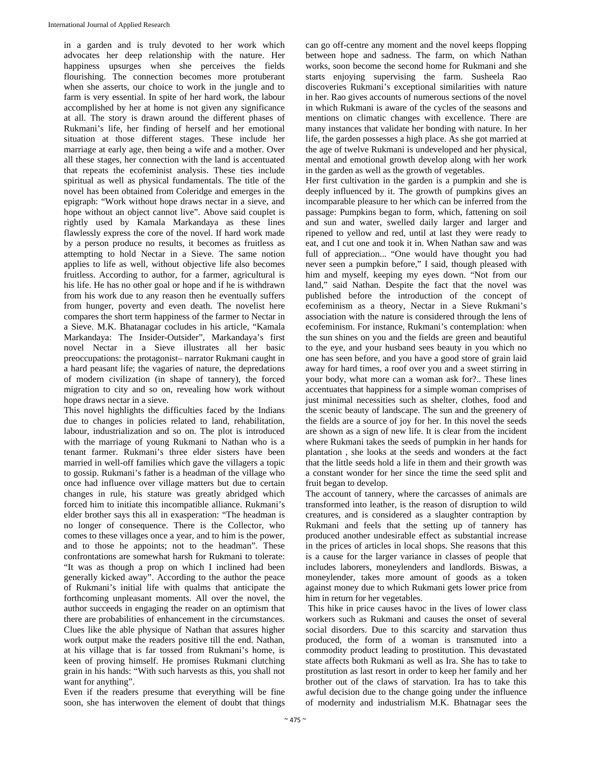in a garden and is truly devoted to her work which advocates her deep relationship with the nature. Her happiness upsurges when she perceives the fields flourishing. The connection becomes more protuberant when she asserts, our choice to work in the jungle and to farm is very essential. In spite of her hard work, the labour accomplished by her at home is not given any significance at all. The story is drawn around the different phases of Rukmani's life, her finding of herself and her emotional situation at those different stages. These include her marriage at early age, then being a wife and a mother. Over all these stages, her connection with the land is accentuated that repeats the ecofeminist analysis. These ties include spiritual as well as physical fundamentals. The title of the novel has been obtained from Coleridge and emerges in the epigraph: "Work without hope draws nectar in a sieve, and hope without an object cannot live". Above said couplet is rightly used by Kamala Markandaya as these lines flawlessly express the core of the novel. If hard work made by a person produce no results, it becomes as fruitless as attempting to hold Nectar in a Sieve. The same notion applies to life as well, without objective life also becomes fruitless. According to author, for a farmer, agricultural is his life. He has no other goal or hope and if he is withdrawn from his work due to any reason then he eventually suffers from hunger, poverty and even death. The novelist here compares the short term happiness of the farmer to Nectar in a Sieve. M.K. Bhatanagar cocludes in his article, "Kamala Markandaya: The Insider-Outsider", Markandaya's first novel Nectar in a Sieve illustrates all her basic preoccupations: the protagonist– narrator Rukmani caught in a hard peasant life; the vagaries of nature, the depredations of modern civilization (in shape of tannery), the forced migration to city and so on, revealing how work without hope draws nectar in a sieve.

This novel highlights the difficulties faced by the Indians due to changes in policies related to land, rehabilitation, labour, industrialization and so on. The plot is introduced with the marriage of young Rukmani to Nathan who is a tenant farmer. Rukmani's three elder sisters have been married in well-off families which gave the villagers a topic to gossip. Rukmani's father is a headman of the village who once had influence over village matters but due to certain changes in rule, his stature was greatly abridged which forced him to initiate this incompatible alliance. Rukmani's elder brother says this all in exasperation: "The headman is no longer of consequence. There is the Collector, who comes to these villages once a year, and to him is the power, and to those he appoints; not to the headman". These confrontations are somewhat harsh for Rukmani to tolerate: "It was as though a prop on which I inclined had been generally kicked away". According to the author the peace of Rukmani's initial life with qualms that anticipate the forthcoming unpleasant moments. All over the novel, the author succeeds in engaging the reader on an optimism that there are probabilities of enhancement in the circumstances. Clues like the able physique of Nathan that assures higher work output make the readers positive till the end. Nathan, at his village that is far tossed from Rukmani's home, is keen of proving himself. He promises Rukmani clutching grain in his hands: "With such harvests as this, you shall not want for anything".

Even if the readers presume that everything will be fine soon, she has interwoven the element of doubt that things can go off-centre any moment and the novel keeps flopping between hope and sadness. The farm, on which Nathan works, soon become the second home for Rukmani and she starts enjoying supervising the farm. Susheela Rao discoveries Rukmani's exceptional similarities with nature in her. Rao gives accounts of numerous sections of the novel in which Rukmani is aware of the cycles of the seasons and mentions on climatic changes with excellence. There are many instances that validate her bonding with nature. In her life, the garden possesses a high place. As she got married at the age of twelve Rukmani is undeveloped and her physical, mental and emotional growth develop along with her work in the garden as well as the growth of vegetables.

Her first cultivation in the garden is a pumpkin and she is deeply influenced by it. The growth of pumpkins gives an incomparable pleasure to her which can be inferred from the passage: Pumpkins began to form, which, fattening on soil and sun and water, swelled daily larger and larger and ripened to yellow and red, until at last they were ready to eat, and I cut one and took it in. When Nathan saw and was full of appreciation... "One would have thought you had never seen a pumpkin before," I said, though pleased with him and myself, keeping my eyes down. "Not from our land," said Nathan. Despite the fact that the novel was published before the introduction of the concept of ecofeminism as a theory, Nectar in a Sieve Rukmani's association with the nature is considered through the lens of ecofeminism. For instance, Rukmani's contemplation: when the sun shines on you and the fields are green and beautiful to the eye, and your husband sees beauty in you which no one has seen before, and you have a good store of grain laid away for hard times, a roof over you and a sweet stirring in your body, what more can a woman ask for?.. These lines accentuates that happiness for a simple woman comprises of just minimal necessities such as shelter, clothes, food and the scenic beauty of landscape. The sun and the greenery of the fields are a source of joy for her. In this novel the seeds are shown as a sign of new life. It is clear from the incident where Rukmani takes the seeds of pumpkin in her hands for plantation , she looks at the seeds and wonders at the fact that the little seeds hold a life in them and their growth was a constant wonder for her since the time the seed split and fruit began to develop.

The account of tannery, where the carcasses of animals are transformed into leather, is the reason of disruption to wild creatures, and is considered as a slaughter contraption by Rukmani and feels that the setting up of tannery has produced another undesirable effect as substantial increase in the prices of articles in local shops. She reasons that this is a cause for the larger variance in classes of people that includes laborers, moneylenders and landlords. Biswas, a moneylender, takes more amount of goods as a token against money due to which Rukmani gets lower price from him in return for her vegetables.

This hike in price causes havoc in the lives of lower class workers such as Rukmani and causes the onset of several social disorders. Due to this scarcity and starvation thus produced, the form of a woman is transmuted into a commodity product leading to prostitution. This devastated state affects both Rukmani as well as Ira. She has to take to prostitution as last resort in order to keep her family and her brother out of the claws of starvation. Ira has to take this awful decision due to the change going under the influence of modernity and industrialism M.K. Bhatnagar sees the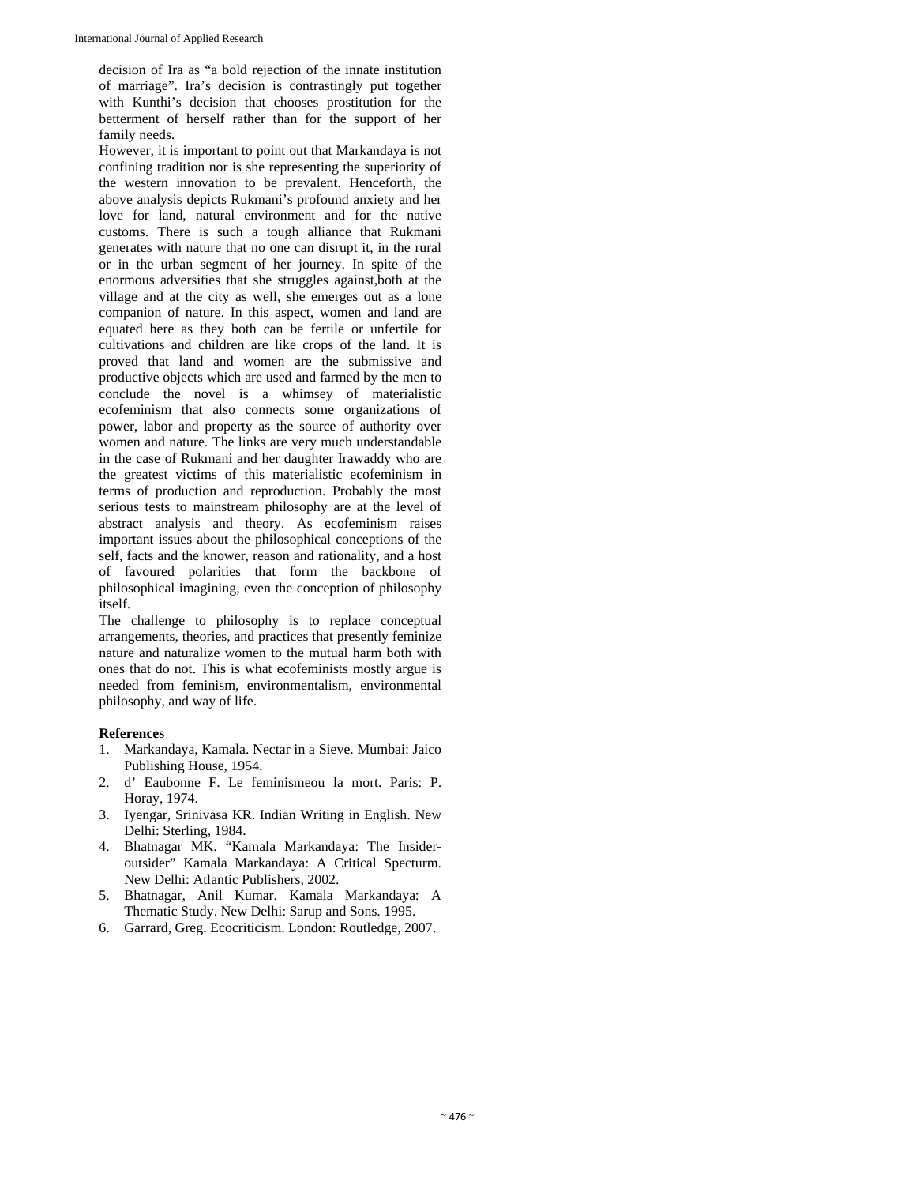decision of Ira as "a bold rejection of the innate institution of marriage". Ira's decision is contrastingly put together with Kunthi's decision that chooses prostitution for the betterment of herself rather than for the support of her family needs.

However, it is important to point out that Markandaya is not confining tradition nor is she representing the superiority of the western innovation to be prevalent. Henceforth, the above analysis depicts Rukmani's profound anxiety and her love for land, natural environment and for the native customs. There is such a tough alliance that Rukmani generates with nature that no one can disrupt it, in the rural or in the urban segment of her journey. In spite of the enormous adversities that she struggles against,both at the village and at the city as well, she emerges out as a lone companion of nature. In this aspect, women and land are equated here as they both can be fertile or unfertile for cultivations and children are like crops of the land. It is proved that land and women are the submissive and productive objects which are used and farmed by the men to conclude the novel is a whimsey of materialistic ecofeminism that also connects some organizations of power, labor and property as the source of authority over women and nature. The links are very much understandable in the case of Rukmani and her daughter Irawaddy who are the greatest victims of this materialistic ecofeminism in terms of production and reproduction. Probably the most serious tests to mainstream philosophy are at the level of abstract analysis and theory. As ecofeminism raises important issues about the philosophical conceptions of the self, facts and the knower, reason and rationality, and a host of favoured polarities that form the backbone of philosophical imagining, even the conception of philosophy itself.

The challenge to philosophy is to replace conceptual arrangements, theories, and practices that presently feminize nature and naturalize women to the mutual harm both with ones that do not. This is what ecofeminists mostly argue is needed from feminism, environmentalism, environmental philosophy, and way of life.

## References

1. Markandaya, Kamala. Nectar in a Sieve. Mumbai: Jaico Publishing House, 1954.
2. d' Eaubonne F. Le feminismeou la mort. Paris: P. Horay, 1974.
3. Iyengar, Srinivasa KR. Indian Writing in English. New Delhi: Sterling, 1984.
4. Bhatnagar MK. "Kamala Markandaya: The Insider-outsider" Kamala Markandaya: A Critical Specturm. New Delhi: Atlantic Publishers, 2002.
5. Bhatnagar, Anil Kumar. Kamala Markandaya: A Thematic Study. New Delhi: Sarup and Sons. 1995.
6. Garrard, Greg. Ecocriticism. London: Routledge, 2007.